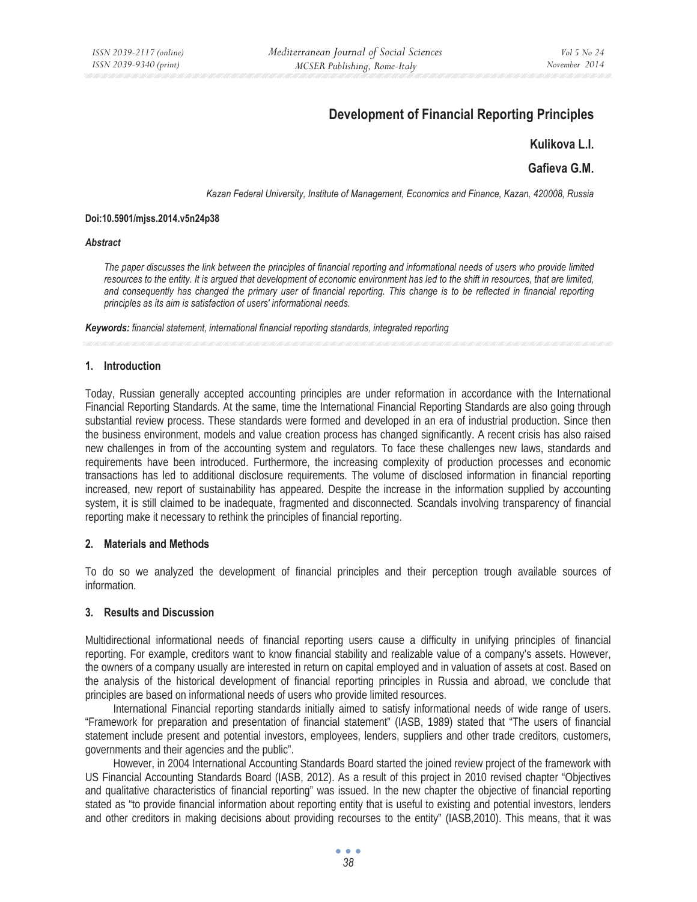# Development of Financial Reporting Principles

**Kulikova L.I.**

**Gafieva G.M.**

*Kazan Federal University, Institute of Management, Economics and Finance, Kazan, 420008, Russia*

**Doi:10.5901/mjss.2014.v5n24p38**

***Abstract***

*The paper discusses the link between the principles of financial reporting and informational needs of users who provide limited resources to the entity. It is argued that development of economic environment has led to the shift in resources, that are limited, and consequently has changed the primary user of financial reporting. This change is to be reflected in financial reporting principles as its aim is satisfaction of users' informational needs.*

***Keywords:*** *financial statement, international financial reporting standards, integrated reporting*

## 1. Introduction

Today, Russian generally accepted accounting principles are under reformation in accordance with the International Financial Reporting Standards. At the same, time the International Financial Reporting Standards are also going through substantial review process. These standards were formed and developed in an era of industrial production. Since then the business environment, models and value creation process has changed significantly. A recent crisis has also raised new challenges in from of the accounting system and regulators. To face these challenges new laws, standards and requirements have been introduced. Furthermore, the increasing complexity of production processes and economic transactions has led to additional disclosure requirements. The volume of disclosed information in financial reporting increased, new report of sustainability has appeared. Despite the increase in the information supplied by accounting system, it is still claimed to be inadequate, fragmented and disconnected. Scandals involving transparency of financial reporting make it necessary to rethink the principles of financial reporting.

## 2. Materials and Methods

To do so we analyzed the development of financial principles and their perception trough available sources of information.

## 3. Results and Discussion

Multidirectional informational needs of financial reporting users cause a difficulty in unifying principles of financial reporting. For example, creditors want to know financial stability and realizable value of a company's assets. However, the owners of a company usually are interested in return on capital employed and in valuation of assets at cost. Based on the analysis of the historical development of financial reporting principles in Russia and abroad, we conclude that principles are based on informational needs of users who provide limited resources.

International Financial reporting standards initially aimed to satisfy informational needs of wide range of users. "Framework for preparation and presentation of financial statement" (IASB, 1989) stated that "The users of financial statement include present and potential investors, employees, lenders, suppliers and other trade creditors, customers, governments and their agencies and the public".

However, in 2004 International Accounting Standards Board started the joined review project of the framework with US Financial Accounting Standards Board (IASB, 2012). As a result of this project in 2010 revised chapter "Objectives and qualitative characteristics of financial reporting" was issued. In the new chapter the objective of financial reporting stated as "to provide financial information about reporting entity that is useful to existing and potential investors, lenders and other creditors in making decisions about providing recourses to the entity" (IASB,2010). This means, that it was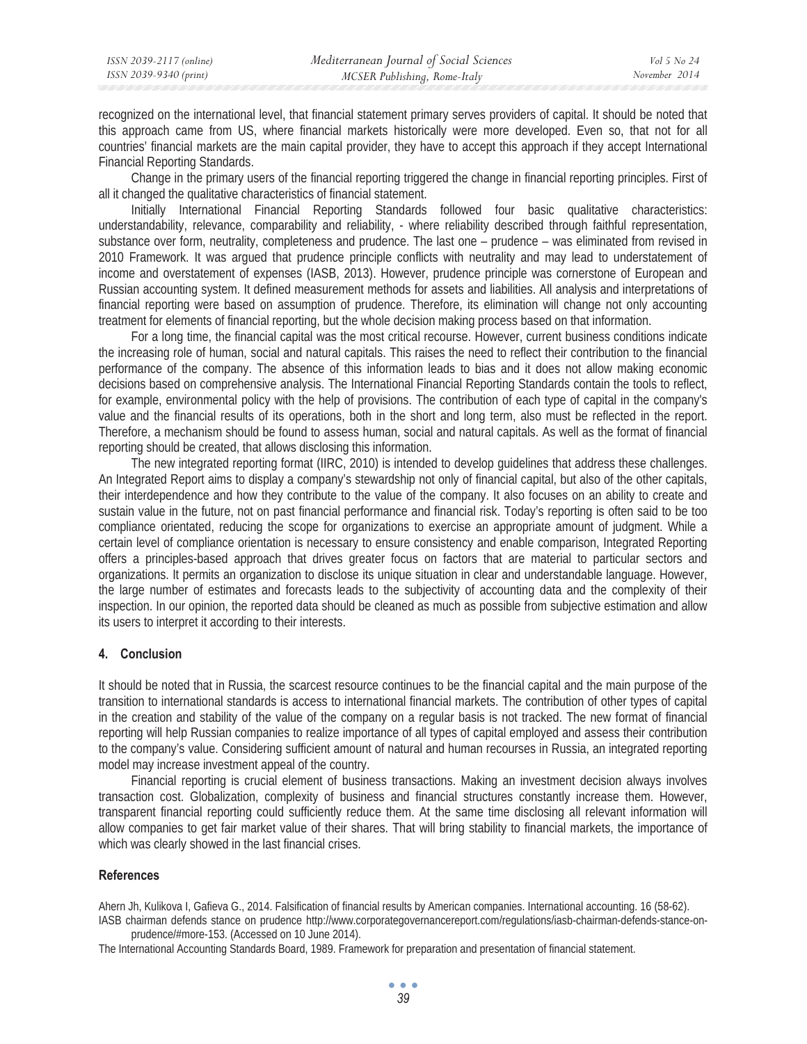recognized on the international level, that financial statement primary serves providers of capital. It should be noted that this approach came from US, where financial markets historically were more developed. Even so, that not for all countries' financial markets are the main capital provider, they have to accept this approach if they accept International Financial Reporting Standards.

Change in the primary users of the financial reporting triggered the change in financial reporting principles. First of all it changed the qualitative characteristics of financial statement.

Initially International Financial Reporting Standards followed four basic qualitative characteristics: understandability, relevance, comparability and reliability, - where reliability described through faithful representation, substance over form, neutrality, completeness and prudence. The last one – prudence – was eliminated from revised in 2010 Framework. It was argued that prudence principle conflicts with neutrality and may lead to understatement of income and overstatement of expenses (IASB, 2013). However, prudence principle was cornerstone of European and Russian accounting system. It defined measurement methods for assets and liabilities. All analysis and interpretations of financial reporting were based on assumption of prudence. Therefore, its elimination will change not only accounting treatment for elements of financial reporting, but the whole decision making process based on that information.

For a long time, the financial capital was the most critical recourse. However, current business conditions indicate the increasing role of human, social and natural capitals. This raises the need to reflect their contribution to the financial performance of the company. The absence of this information leads to bias and it does not allow making economic decisions based on comprehensive analysis. The International Financial Reporting Standards contain the tools to reflect, for example, environmental policy with the help of provisions. The contribution of each type of capital in the company's value and the financial results of its operations, both in the short and long term, also must be reflected in the report. Therefore, a mechanism should be found to assess human, social and natural capitals. As well as the format of financial reporting should be created, that allows disclosing this information.

The new integrated reporting format (IIRC, 2010) is intended to develop guidelines that address these challenges. An Integrated Report aims to display a company's stewardship not only of financial capital, but also of the other capitals, their interdependence and how they contribute to the value of the company. It also focuses on an ability to create and sustain value in the future, not on past financial performance and financial risk. Today's reporting is often said to be too compliance orientated, reducing the scope for organizations to exercise an appropriate amount of judgment. While a certain level of compliance orientation is necessary to ensure consistency and enable comparison, Integrated Reporting offers a principles-based approach that drives greater focus on factors that are material to particular sectors and organizations. It permits an organization to disclose its unique situation in clear and understandable language. However, the large number of estimates and forecasts leads to the subjectivity of accounting data and the complexity of their inspection. In our opinion, the reported data should be cleaned as much as possible from subjective estimation and allow its users to interpret it according to their interests.

## 4. Conclusion

It should be noted that in Russia, the scarcest resource continues to be the financial capital and the main purpose of the transition to international standards is access to international financial markets. The contribution of other types of capital in the creation and stability of the value of the company on a regular basis is not tracked. The new format of financial reporting will help Russian companies to realize importance of all types of capital employed and assess their contribution to the company's value. Considering sufficient amount of natural and human recourses in Russia, an integrated reporting model may increase investment appeal of the country.

Financial reporting is crucial element of business transactions. Making an investment decision always involves transaction cost. Globalization, complexity of business and financial structures constantly increase them. However, transparent financial reporting could sufficiently reduce them. At the same time disclosing all relevant information will allow companies to get fair market value of their shares. That will bring stability to financial markets, the importance of which was clearly showed in the last financial crises.

## References

Ahern Jh, Kulikova I, Gafieva G., 2014. Falsification of financial results by American companies. International accounting. 16 (58-62).

IASB chairman defends stance on prudence http://www.corporategovernancereport.com/regulations/iasb-chairman-defends-stance-on-prudence/#more-153. (Accessed on 10 June 2014).

The International Accounting Standards Board, 1989. Framework for preparation and presentation of financial statement.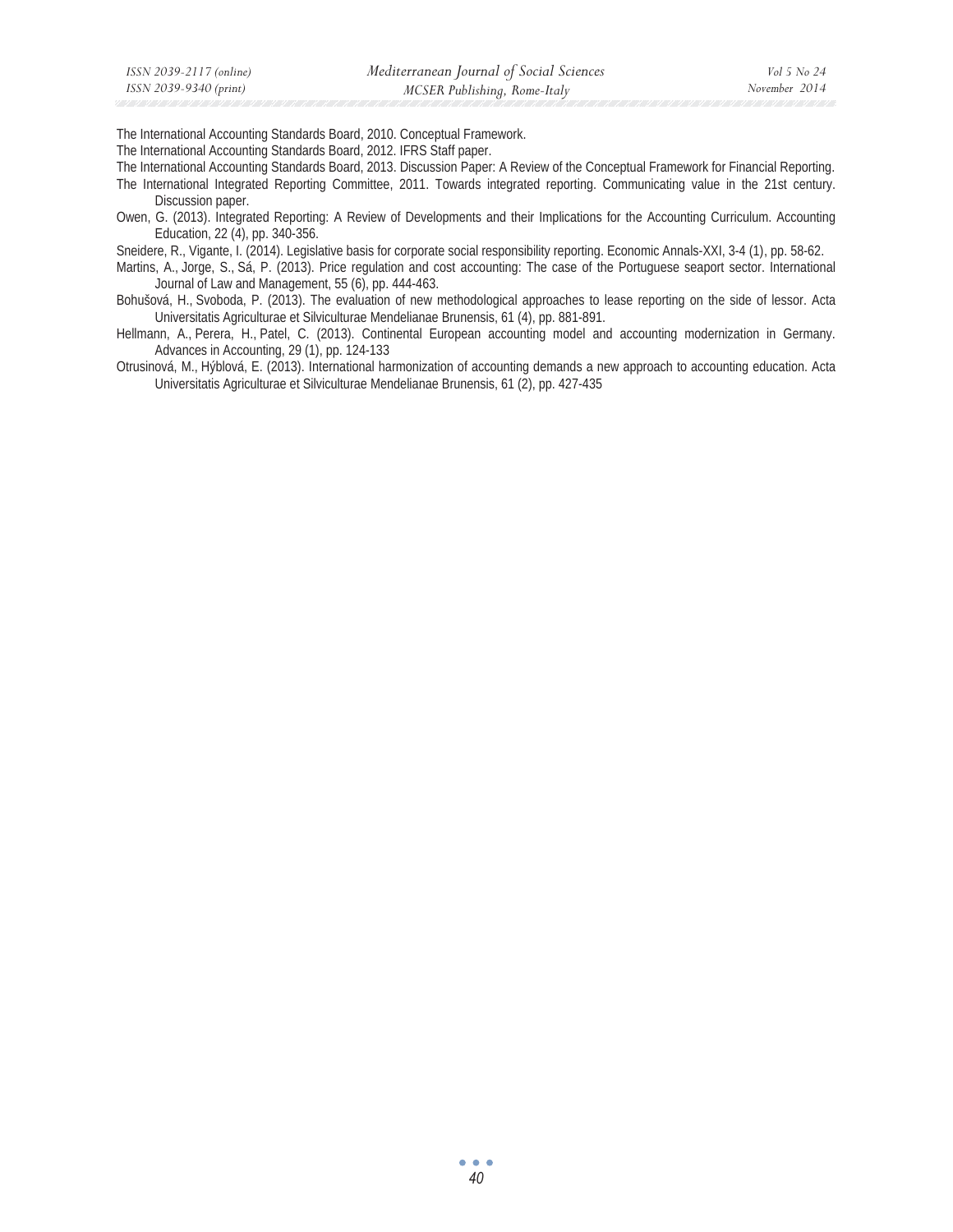The International Accounting Standards Board, 2010. Conceptual Framework.

The International Accounting Standards Board, 2012. IFRS Staff paper.

The International Accounting Standards Board, 2013. Discussion Paper: A Review of the Conceptual Framework for Financial Reporting.

The International Integrated Reporting Committee, 2011. Towards integrated reporting. Communicating value in the 21st century. Discussion paper.

Owen, G. (2013). Integrated Reporting: A Review of Developments and their Implications for the Accounting Curriculum. Accounting Education, 22 (4), pp. 340-356.

Sneidere, R., Vigante, I. (2014). Legislative basis for corporate social responsibility reporting. Economic Annals-XXI, 3-4 (1), pp. 58-62.

Martins, A., Jorge, S., Sá, P. (2013). Price regulation and cost accounting: The case of the Portuguese seaport sector. International Journal of Law and Management, 55 (6), pp. 444-463.

Bohušová, H., Svoboda, P. (2013). The evaluation of new methodological approaches to lease reporting on the side of lessor. Acta Universitatis Agriculturae et Silviculturae Mendelianae Brunensis, 61 (4), pp. 881-891.

Hellmann, A., Perera, H., Patel, C. (2013). Continental European accounting model and accounting modernization in Germany. Advances in Accounting, 29 (1), pp. 124-133

Otrusinová, M., Hýblová, E. (2013). International harmonization of accounting demands a new approach to accounting education. Acta Universitatis Agriculturae et Silviculturae Mendelianae Brunensis, 61 (2), pp. 427-435